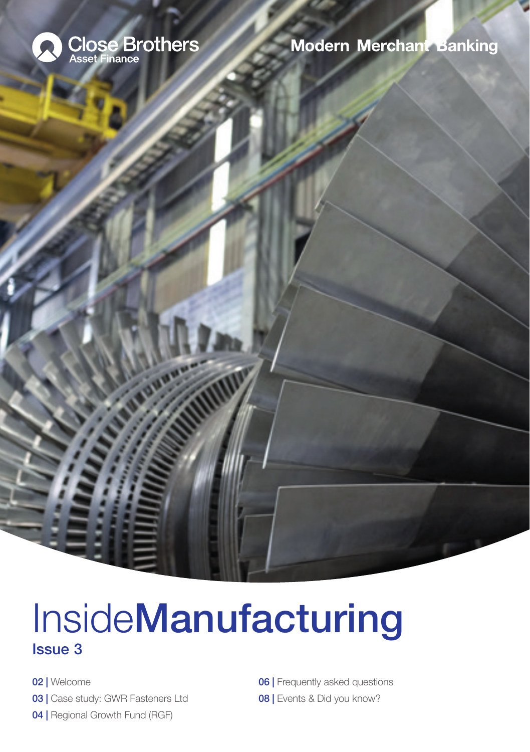Close Brothers Asset Finance

Modern Merchant Banking

# InsideManufacturing

## Issue 3

- 02 | Welcome
- 03 | Case study: GWR Fasteners Ltd
- 04 | Regional Growth Fund (RGF)
- 06 | Frequently asked questions
- 08 | Events & Did you know?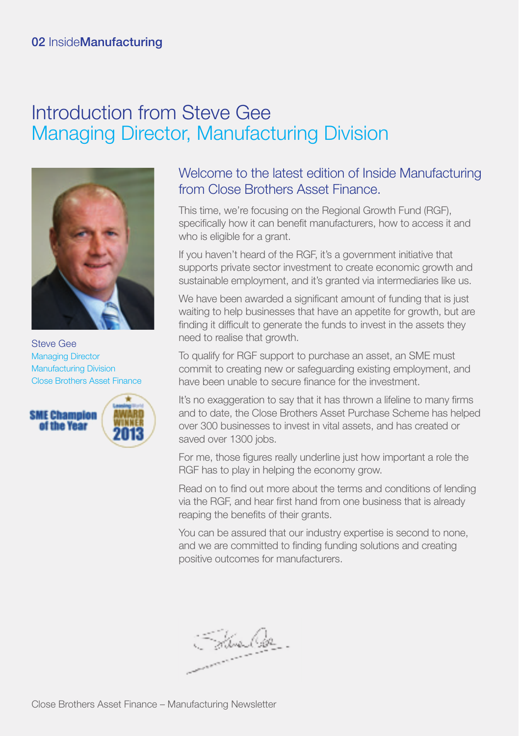# Introduction from Steve Gee
## Managing Director, Manufacturing Division

Steve Gee
Managing Director
Manufacturing Division
Close Brothers Asset Finance

SME Champion of the Year

AWARD WINNER 2013

### Welcome to the latest edition of Inside Manufacturing from Close Brothers Asset Finance.

This time, we're focusing on the Regional Growth Fund (RGF), specifically how it can benefit manufacturers, how to access it and who is eligible for a grant.

If you haven't heard of the RGF, it's a government initiative that supports private sector investment to create economic growth and sustainable employment, and it's granted via intermediaries like us.

We have been awarded a significant amount of funding that is just waiting to help businesses that have an appetite for growth, but are finding it difficult to generate the funds to invest in the assets they need to realise that growth.

To qualify for RGF support to purchase an asset, an SME must commit to creating new or safeguarding existing employment, and have been unable to secure finance for the investment.

It's no exaggeration to say that it has thrown a lifeline to many firms and to date, the Close Brothers Asset Purchase Scheme has helped over 300 businesses to invest in vital assets, and has created or saved over 1300 jobs.

For me, those figures really underline just how important a role the RGF has to play in helping the economy grow.

Read on to find out more about the terms and conditions of lending via the RGF, and hear first hand from one business that is already reaping the benefits of their grants.

You can be assured that our industry expertise is second to none, and we are committed to finding funding solutions and creating positive outcomes for manufacturers.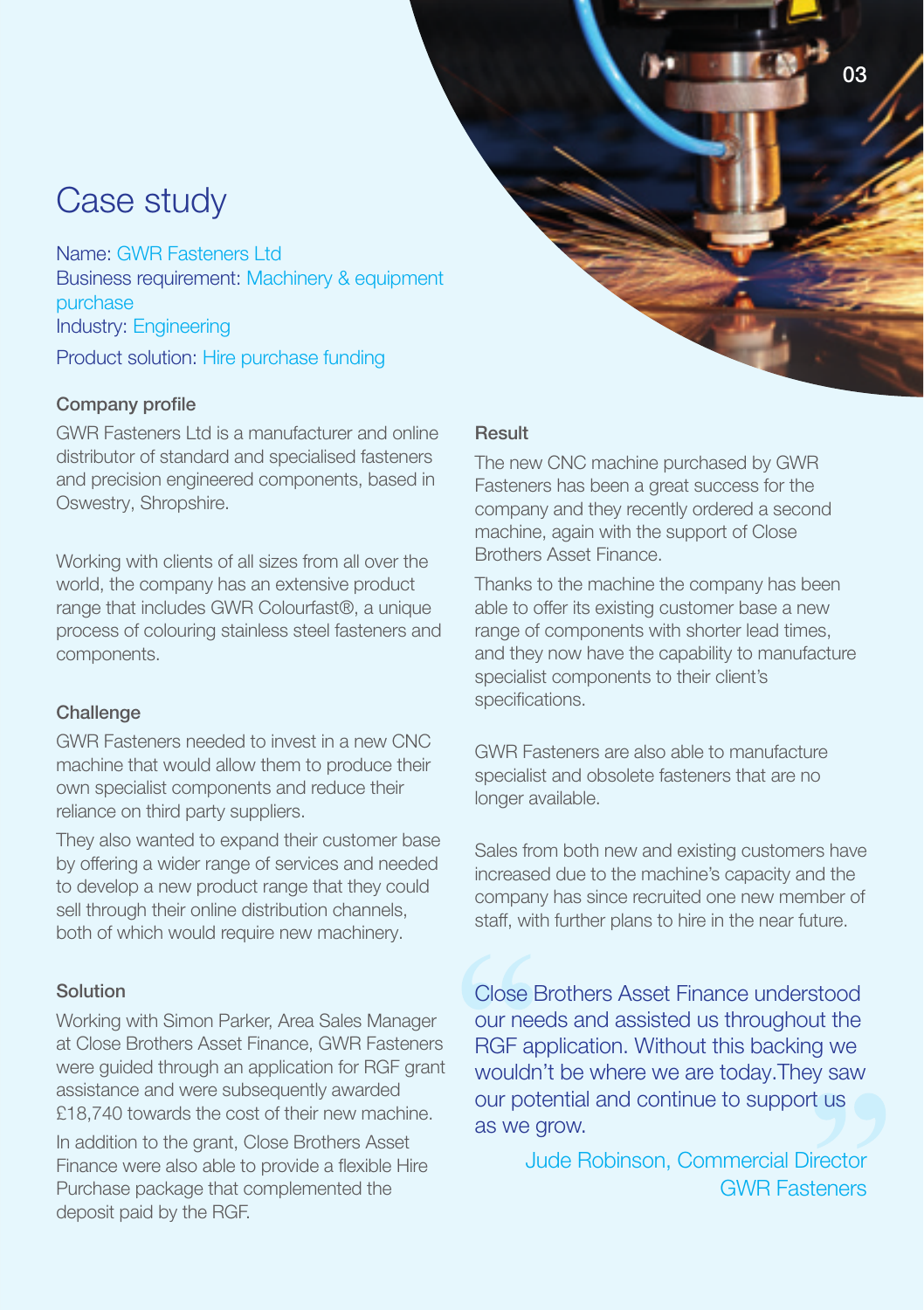# Case study

Name: GWR Fasteners Ltd
Business requirement: Machinery & equipment purchase
Industry: Engineering
Product solution: Hire purchase funding

### Company profile

GWR Fasteners Ltd is a manufacturer and online distributor of standard and specialised fasteners and precision engineered components, based in Oswestry, Shropshire.

Working with clients of all sizes from all over the world, the company has an extensive product range that includes GWR Colourfast®, a unique process of colouring stainless steel fasteners and components.

### Challenge

GWR Fasteners needed to invest in a new CNC machine that would allow them to produce their own specialist components and reduce their reliance on third party suppliers.

They also wanted to expand their customer base by offering a wider range of services and needed to develop a new product range that they could sell through their online distribution channels, both of which would require new machinery.

### Solution

Working with Simon Parker, Area Sales Manager at Close Brothers Asset Finance, GWR Fasteners were guided through an application for RGF grant assistance and were subsequently awarded £18,740 towards the cost of their new machine.

In addition to the grant, Close Brothers Asset Finance were also able to provide a flexible Hire Purchase package that complemented the deposit paid by the RGF.

### Result

The new CNC machine purchased by GWR Fasteners has been a great success for the company and they recently ordered a second machine, again with the support of Close Brothers Asset Finance.

Thanks to the machine the company has been able to offer its existing customer base a new range of components with shorter lead times, and they now have the capability to manufacture specialist components to their client's specifications.

GWR Fasteners are also able to manufacture specialist and obsolete fasteners that are no longer available.

Sales from both new and existing customers have increased due to the machine's capacity and the company has since recruited one new member of staff, with further plans to hire in the near future.

> "Close Brothers Asset Finance understood our needs and assisted us throughout the RGF application. Without this backing we wouldn't be where we are today. They saw our potential and continue to support us as we grow."
>
> Jude Robinson, Commercial Director
> GWR Fasteners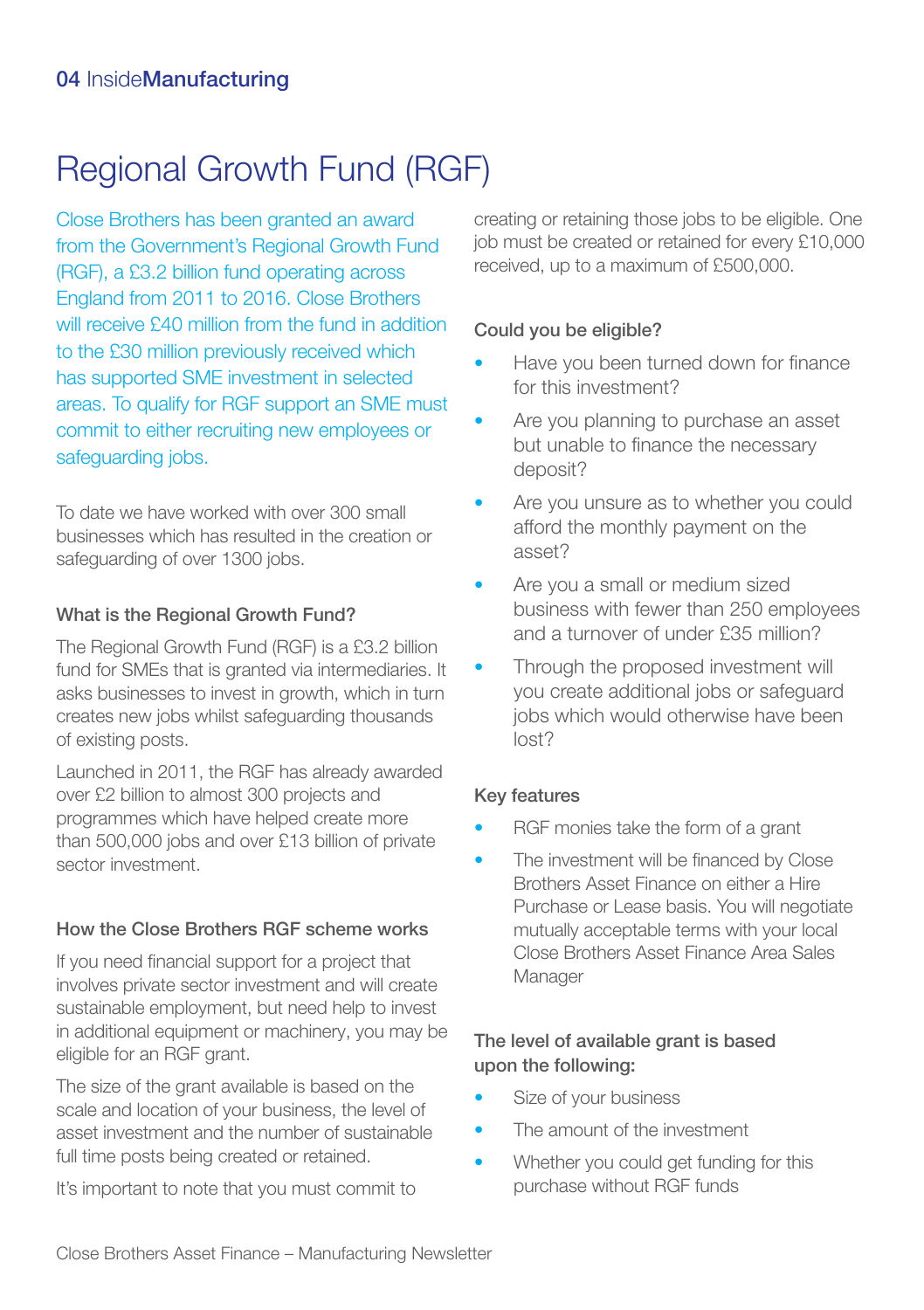# Regional Growth Fund (RGF)

Close Brothers has been granted an award from the Government's Regional Growth Fund (RGF), a £3.2 billion fund operating across England from 2011 to 2016. Close Brothers will receive £40 million from the fund in addition to the £30 million previously received which has supported SME investment in selected areas. To qualify for RGF support an SME must commit to either recruiting new employees or safeguarding jobs.

To date we have worked with over 300 small businesses which has resulted in the creation or safeguarding of over 1300 jobs.

### What is the Regional Growth Fund?

The Regional Growth Fund (RGF) is a £3.2 billion fund for SMEs that is granted via intermediaries. It asks businesses to invest in growth, which in turn creates new jobs whilst safeguarding thousands of existing posts.

Launched in 2011, the RGF has already awarded over £2 billion to almost 300 projects and programmes which have helped create more than 500,000 jobs and over £13 billion of private sector investment.

### How the Close Brothers RGF scheme works

If you need financial support for a project that involves private sector investment and will create sustainable employment, but need help to invest in additional equipment or machinery, you may be eligible for an RGF grant.

The size of the grant available is based on the scale and location of your business, the level of asset investment and the number of sustainable full time posts being created or retained.

It's important to note that you must commit to creating or retaining those jobs to be eligible. One job must be created or retained for every £10,000 received, up to a maximum of £500,000.

### Could you be eligible?

- Have you been turned down for finance for this investment?
- Are you planning to purchase an asset but unable to finance the necessary deposit?
- Are you unsure as to whether you could afford the monthly payment on the asset?
- Are you a small or medium sized business with fewer than 250 employees and a turnover of under £35 million?
- Through the proposed investment will you create additional jobs or safeguard jobs which would otherwise have been lost?

### Key features

- RGF monies take the form of a grant
- The investment will be financed by Close Brothers Asset Finance on either a Hire Purchase or Lease basis. You will negotiate mutually acceptable terms with your local Close Brothers Asset Finance Area Sales Manager

### The level of available grant is based upon the following:

- Size of your business
- The amount of the investment
- Whether you could get funding for this purchase without RGF funds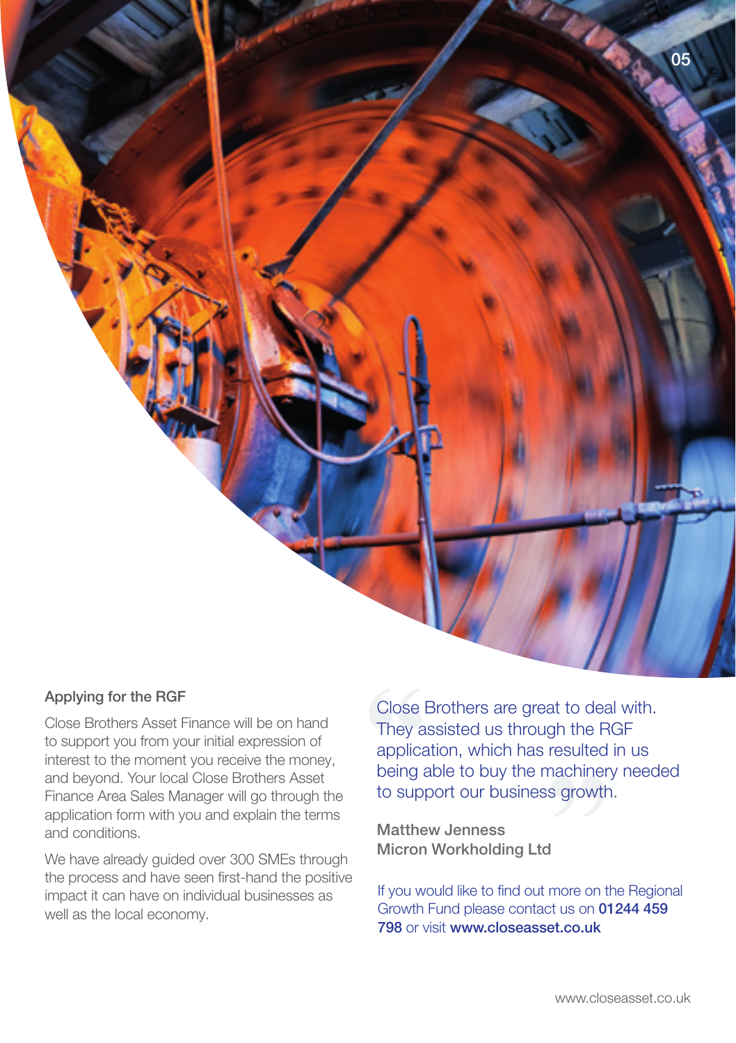## Applying for the RGF

Close Brothers Asset Finance will be on hand to support you from your initial expression of interest to the moment you receive the money, and beyond. Your local Close Brothers Asset Finance Area Sales Manager will go through the application form with you and explain the terms and conditions.

We have already guided over 300 SMEs through the process and have seen first-hand the positive impact it can have on individual businesses as well as the local economy.

> "Close Brothers are great to deal with. They assisted us through the RGF application, which has resulted in us being able to buy the machinery needed to support our business growth."

**Matthew Jenness**
**Micron Workholding Ltd**

If you would like to find out more on the Regional Growth Fund please contact us on **01244 459 798** or visit **www.closeasset.co.uk**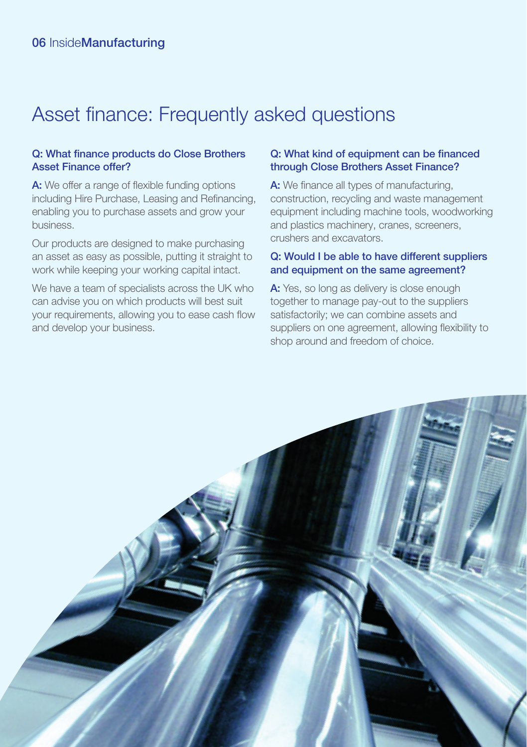# Asset finance: Frequently asked questions

**Q: What finance products do Close Brothers Asset Finance offer?**

**A:** We offer a range of flexible funding options including Hire Purchase, Leasing and Refinancing, enabling you to purchase assets and grow your business.

Our products are designed to make purchasing an asset as easy as possible, putting it straight to work while keeping your working capital intact.

We have a team of specialists across the UK who can advise you on which products will best suit your requirements, allowing you to ease cash flow and develop your business.

**Q: What kind of equipment can be financed through Close Brothers Asset Finance?**

**A:** We finance all types of manufacturing, construction, recycling and waste management equipment including machine tools, woodworking and plastics machinery, cranes, screeners, crushers and excavators.

**Q: Would I be able to have different suppliers and equipment on the same agreement?**

**A:** Yes, so long as delivery is close enough together to manage pay-out to the suppliers satisfactorily; we can combine assets and suppliers on one agreement, allowing flexibility to shop around and freedom of choice.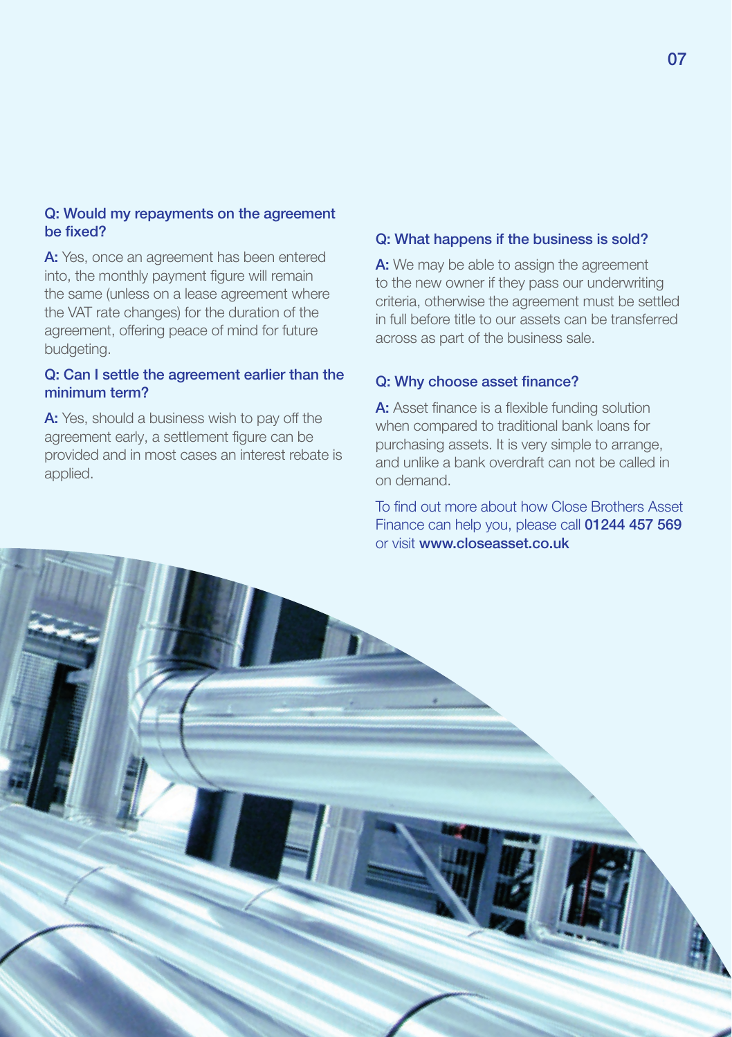### Q: Would my repayments on the agreement be fixed?

**A:** Yes, once an agreement has been entered into, the monthly payment figure will remain the same (unless on a lease agreement where the VAT rate changes) for the duration of the agreement, offering peace of mind for future budgeting.

### Q: Can I settle the agreement earlier than the minimum term?

**A:** Yes, should a business wish to pay off the agreement early, a settlement figure can be provided and in most cases an interest rebate is applied.

### Q: What happens if the business is sold?

**A:** We may be able to assign the agreement to the new owner if they pass our underwriting criteria, otherwise the agreement must be settled in full before title to our assets can be transferred across as part of the business sale.

### Q: Why choose asset finance?

**A:** Asset finance is a flexible funding solution when compared to traditional bank loans for purchasing assets. It is very simple to arrange, and unlike a bank overdraft can not be called in on demand.

To find out more about how Close Brothers Asset Finance can help you, please call **01244 457 569** or visit **www.closeasset.co.uk**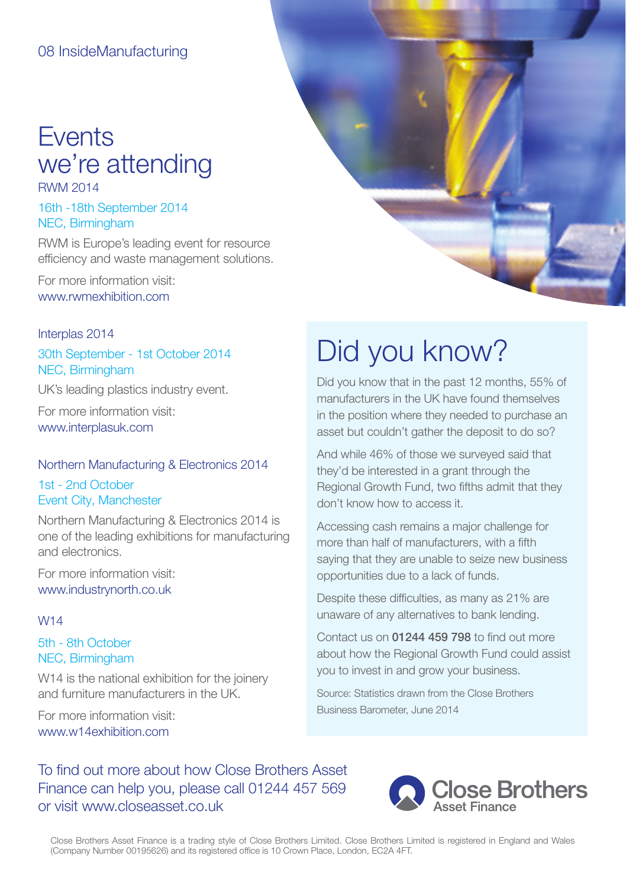# Events we're attending

## RWM 2014

16th -18th September 2014
NEC, Birmingham

RWM is Europe's leading event for resource efficiency and waste management solutions.

For more information visit:
www.rwmexhibition.com

## Interplas 2014

30th September - 1st October 2014
NEC, Birmingham

UK's leading plastics industry event.

For more information visit:
www.interplasuk.com

## Northern Manufacturing & Electronics 2014

1st - 2nd October
Event City, Manchester

Northern Manufacturing & Electronics 2014 is one of the leading exhibitions for manufacturing and electronics.

For more information visit:
www.industrynorth.co.uk

## W14

5th - 8th October
NEC, Birmingham

W14 is the national exhibition for the joinery and furniture manufacturers in the UK.

For more information visit:
www.w14exhibition.com

# Did you know?

Did you know that in the past 12 months, 55% of manufacturers in the UK have found themselves in the position where they needed to purchase an asset but couldn't gather the deposit to do so?

And while 46% of those we surveyed said that they'd be interested in a grant through the Regional Growth Fund, two fifths admit that they don't know how to access it.

Accessing cash remains a major challenge for more than half of manufacturers, with a fifth saying that they are unable to seize new business opportunities due to a lack of funds.

Despite these difficulties, as many as 21% are unaware of any alternatives to bank lending.

Contact us on **01244 459 798** to find out more about how the Regional Growth Fund could assist you to invest in and grow your business.

Source: Statistics drawn from the Close Brothers Business Barometer, June 2014

To find out more about how Close Brothers Asset Finance can help you, please call 01244 457 569 or visit www.closeasset.co.uk

Close Brothers Asset Finance

Close Brothers Asset Finance is a trading style of Close Brothers Limited. Close Brothers Limited is registered in England and Wales (Company Number 00195626) and its registered office is 10 Crown Place, London, EC2A 4FT.